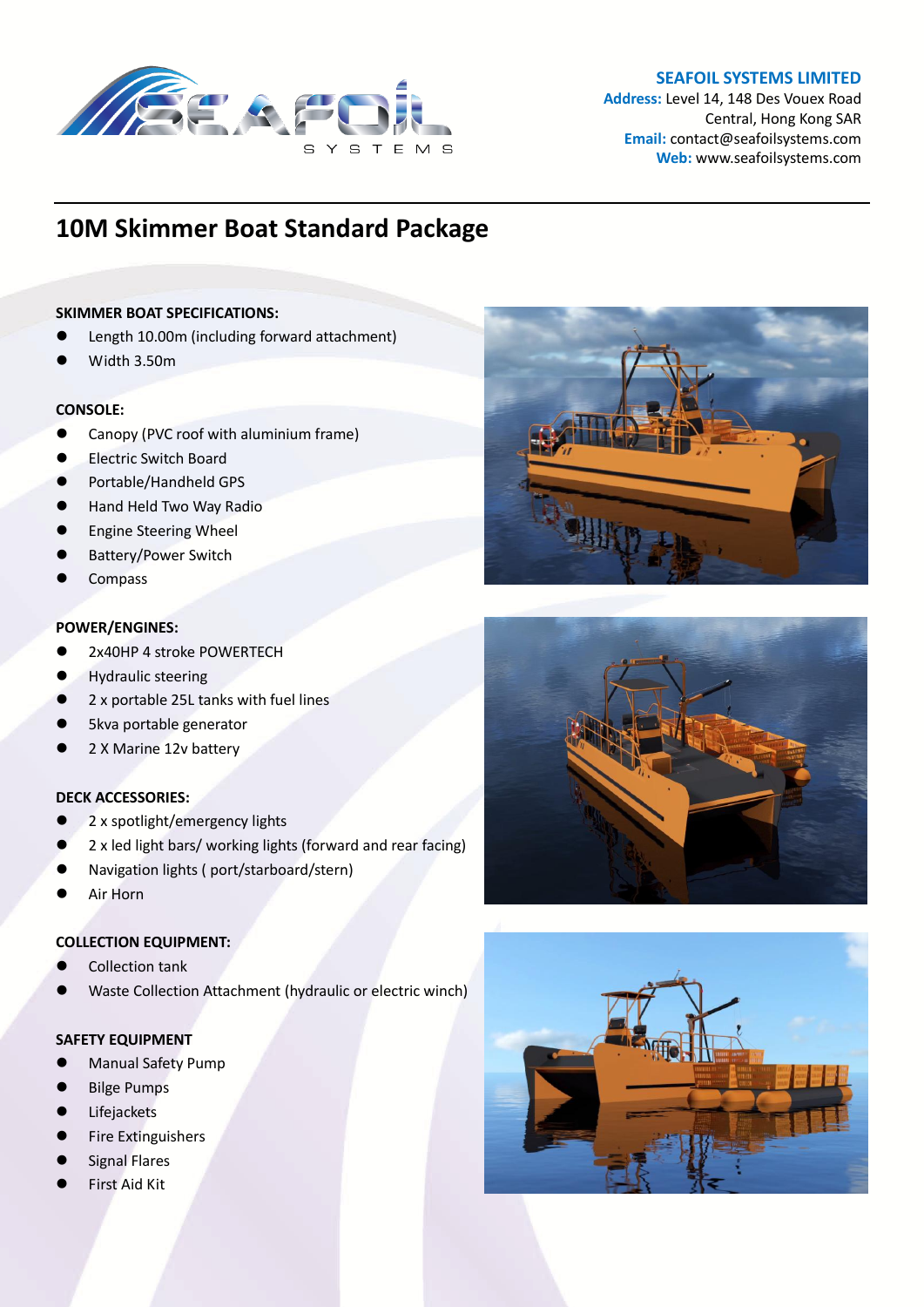**SEAFOIL SYSTEMS LIMITED**
**Address:** Level 14, 148 Des Vouex Road
Central, Hong Kong SAR
**Email:** contact@seafoilsystems.com
**Web:** www.seafoilsystems.com

# 10M Skimmer Boat Standard Package

**SKIMMER BOAT SPECIFICATIONS:**

- Length 10.00m (including forward attachment)
- Width 3.50m

**CONSOLE:**

- Canopy (PVC roof with aluminium frame)
- Electric Switch Board
- Portable/Handheld GPS
- Hand Held Two Way Radio
- Engine Steering Wheel
- Battery/Power Switch
- Compass

**POWER/ENGINES:**

- 2x40HP 4 stroke POWERTECH
- Hydraulic steering
- 2 x portable 25L tanks with fuel lines
- 5kva portable generator
- 2 X Marine 12v battery

**DECK ACCESSORIES:**

- 2 x spotlight/emergency lights
- 2 x led light bars/ working lights (forward and rear facing)
- Navigation lights ( port/starboard/stern)
- Air Horn

**COLLECTION EQUIPMENT:**

- Collection tank
- Waste Collection Attachment (hydraulic or electric winch)

**SAFETY EQUIPMENT**

- Manual Safety Pump
- Bilge Pumps
- Lifejackets
- Fire Extinguishers
- Signal Flares
- First Aid Kit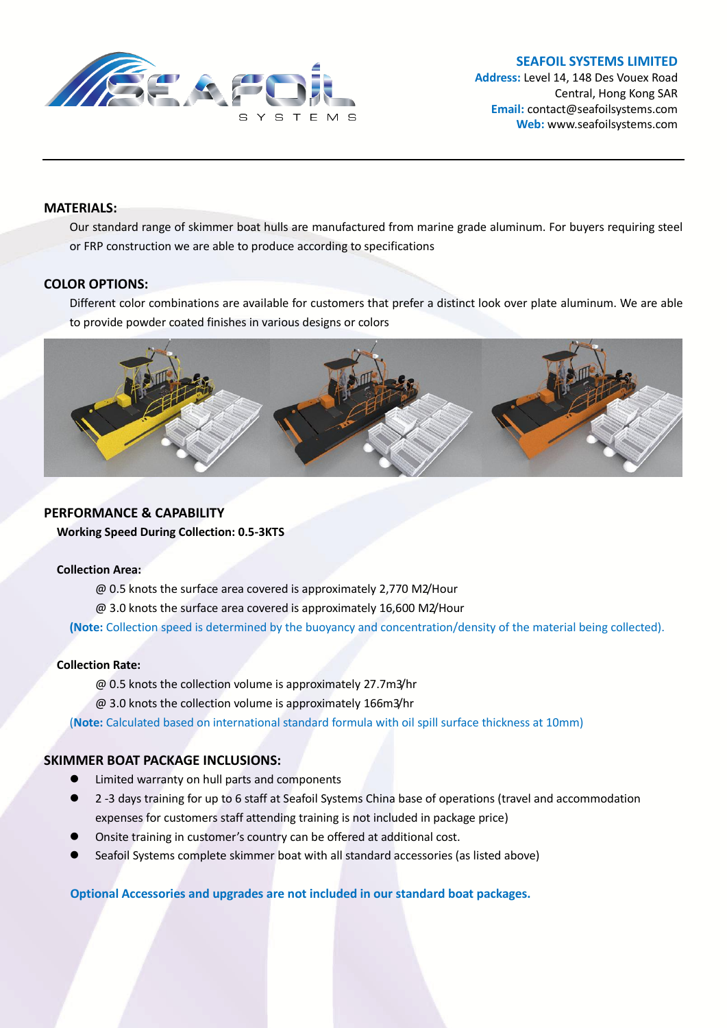**SEAFOIL SYSTEMS LIMITED**
**Address:** Level 14, 148 Des Vouex Road
Central, Hong Kong SAR
**Email:** contact@seafoilsystems.com
**Web:** www.seafoilsystems.com

## MATERIALS:

Our standard range of skimmer boat hulls are manufactured from marine grade aluminum. For buyers requiring steel or FRP construction we are able to produce according to specifications

## COLOR OPTIONS:

Different color combinations are available for customers that prefer a distinct look over plate aluminum. We are able to provide powder coated finishes in various designs or colors

## PERFORMANCE & CAPABILITY

**Working Speed During Collection: 0.5-3KTS**

**Collection Area:**

@ 0.5 knots the surface area covered is approximately 2,770 M2/Hour

@ 3.0 knots the surface area covered is approximately 16,600 M2/Hour

**(Note:** Collection speed is determined by the buoyancy and concentration/density of the material being collected).

**Collection Rate:**

@ 0.5 knots the collection volume is approximately 27.7m3/hr

@ 3.0 knots the collection volume is approximately 166m3/hr

(**Note:** Calculated based on international standard formula with oil spill surface thickness at 10mm)

## SKIMMER BOAT PACKAGE INCLUSIONS:

- Limited warranty on hull parts and components
- 2 -3 days training for up to 6 staff at Seafoil Systems China base of operations (travel and accommodation expenses for customers staff attending training is not included in package price)
- Onsite training in customer's country can be offered at additional cost.
- Seafoil Systems complete skimmer boat with all standard accessories (as listed above)

**Optional Accessories and upgrades are not included in our standard boat packages.**